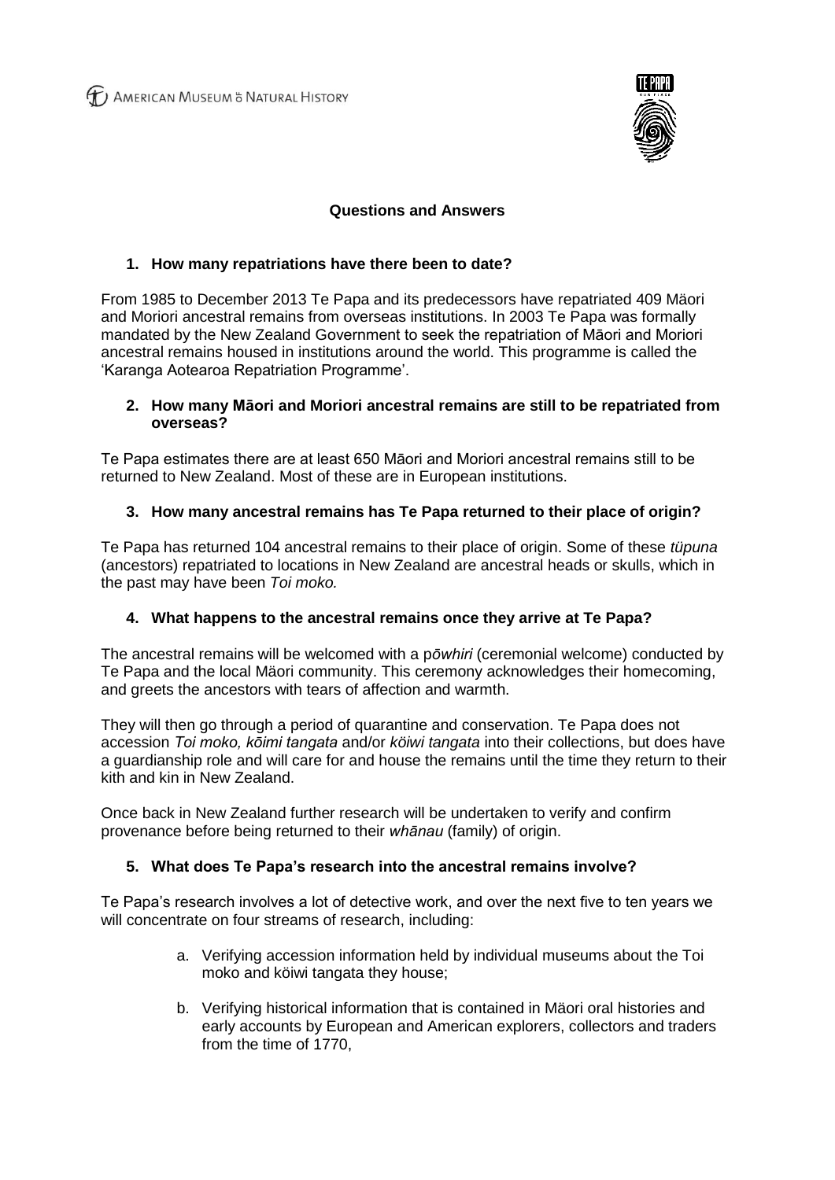AMERICAN MUSEUM ō NATURAL HISTORY

TE PAPA

## Questions and Answers

### 1. How many repatriations have there been to date?

From 1985 to December 2013 Te Papa and its predecessors have repatriated 409 Mäori and Moriori ancestral remains from overseas institutions. In 2003 Te Papa was formally mandated by the New Zealand Government to seek the repatriation of Māori and Moriori ancestral remains housed in institutions around the world. This programme is called the 'Karanga Aotearoa Repatriation Programme'.

### 2. How many Māori and Moriori ancestral remains are still to be repatriated from overseas?

Te Papa estimates there are at least 650 Māori and Moriori ancestral remains still to be returned to New Zealand. Most of these are in European institutions.

### 3. How many ancestral remains has Te Papa returned to their place of origin?

Te Papa has returned 104 ancestral remains to their place of origin. Some of these *tüpuna* (ancestors) repatriated to locations in New Zealand are ancestral heads or skulls, which in the past may have been *Toi moko.*

### 4. What happens to the ancestral remains once they arrive at Te Papa?

The ancestral remains will be welcomed with a p*ōwhiri* (ceremonial welcome) conducted by Te Papa and the local Mäori community. This ceremony acknowledges their homecoming, and greets the ancestors with tears of affection and warmth.

They will then go through a period of quarantine and conservation. Te Papa does not accession *Toi moko, kōimi tangata* and/or *köiwi tangata* into their collections, but does have a guardianship role and will care for and house the remains until the time they return to their kith and kin in New Zealand.

Once back in New Zealand further research will be undertaken to verify and confirm provenance before being returned to their *whānau* (family) of origin.

### 5. What does Te Papa's research into the ancestral remains involve?

Te Papa's research involves a lot of detective work, and over the next five to ten years we will concentrate on four streams of research, including:

a. Verifying accession information held by individual museums about the Toi moko and köiwi tangata they house;

b. Verifying historical information that is contained in Mäori oral histories and early accounts by European and American explorers, collectors and traders from the time of 1770,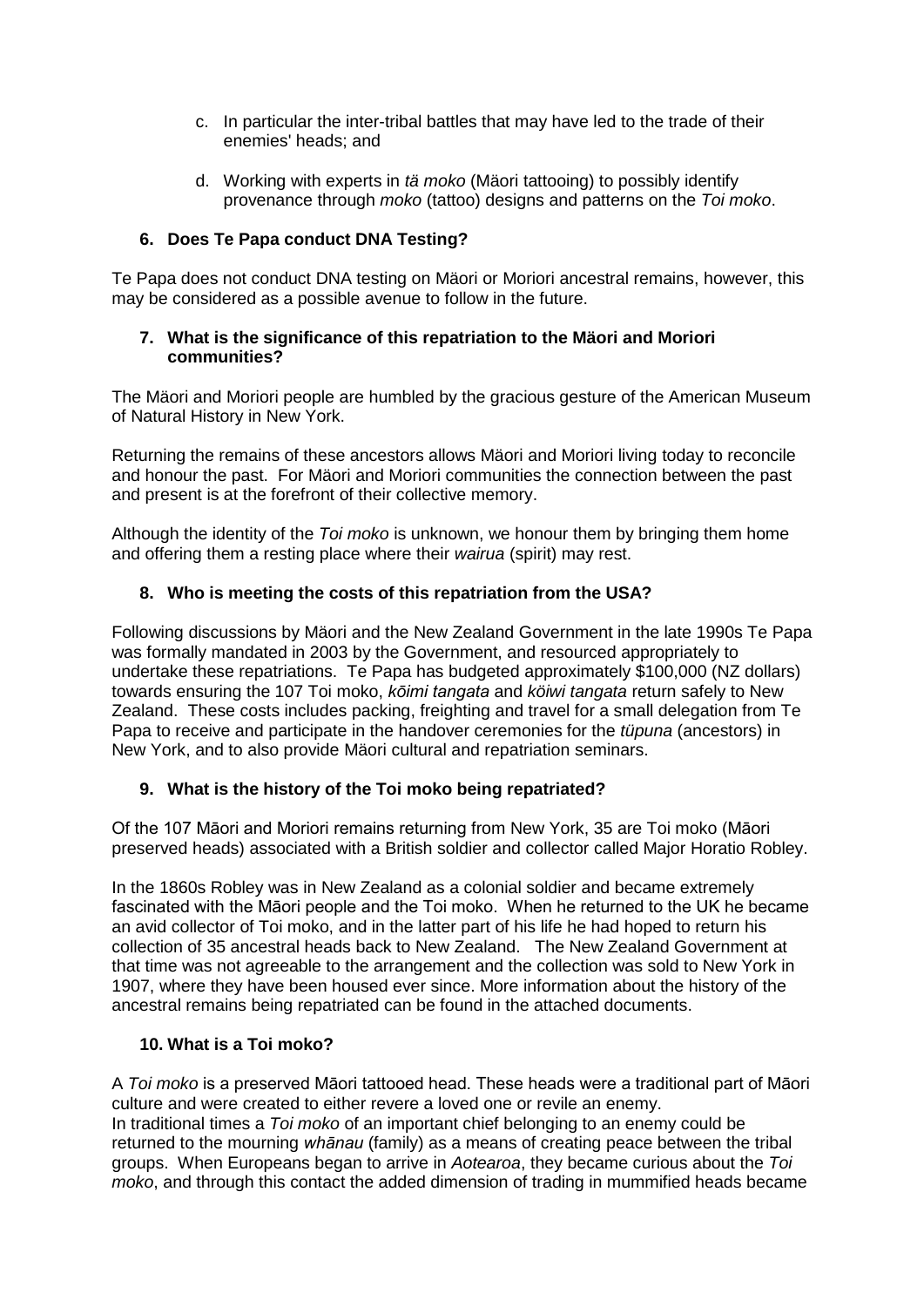c. In particular the inter-tribal battles that may have led to the trade of their enemies' heads; and

d. Working with experts in *tä moko* (Mäori tattooing) to possibly identify provenance through *moko* (tattoo) designs and patterns on the *Toi moko*.

### 6. Does Te Papa conduct DNA Testing?

Te Papa does not conduct DNA testing on Mäori or Moriori ancestral remains, however, this may be considered as a possible avenue to follow in the future.

### 7. What is the significance of this repatriation to the Mäori and Moriori communities?

The Mäori and Moriori people are humbled by the gracious gesture of the American Museum of Natural History in New York.

Returning the remains of these ancestors allows Mäori and Moriori living today to reconcile and honour the past. For Mäori and Moriori communities the connection between the past and present is at the forefront of their collective memory.

Although the identity of the *Toi moko* is unknown, we honour them by bringing them home and offering them a resting place where their *wairua* (spirit) may rest.

### 8. Who is meeting the costs of this repatriation from the USA?

Following discussions by Mäori and the New Zealand Government in the late 1990s Te Papa was formally mandated in 2003 by the Government, and resourced appropriately to undertake these repatriations. Te Papa has budgeted approximately $100,000 (NZ dollars) towards ensuring the 107 Toi moko, *kōimi tangata* and *köiwi tangata* return safely to New Zealand. These costs includes packing, freighting and travel for a small delegation from Te Papa to receive and participate in the handover ceremonies for the *tüpuna* (ancestors) in New York, and to also provide Mäori cultural and repatriation seminars.

### 9. What is the history of the Toi moko being repatriated?

Of the 107 Māori and Moriori remains returning from New York, 35 are Toi moko (Māori preserved heads) associated with a British soldier and collector called Major Horatio Robley.

In the 1860s Robley was in New Zealand as a colonial soldier and became extremely fascinated with the Māori people and the Toi moko. When he returned to the UK he became an avid collector of Toi moko, and in the latter part of his life he had hoped to return his collection of 35 ancestral heads back to New Zealand. The New Zealand Government at that time was not agreeable to the arrangement and the collection was sold to New York in 1907, where they have been housed ever since. More information about the history of the ancestral remains being repatriated can be found in the attached documents.

### 10. What is a Toi moko?

A *Toi moko* is a preserved Māori tattooed head. These heads were a traditional part of Māori culture and were created to either revere a loved one or revile an enemy.
In traditional times a *Toi moko* of an important chief belonging to an enemy could be returned to the mourning *whānau* (family) as a means of creating peace between the tribal groups. When Europeans began to arrive in *Aotearoa*, they became curious about the *Toi moko*, and through this contact the added dimension of trading in mummified heads became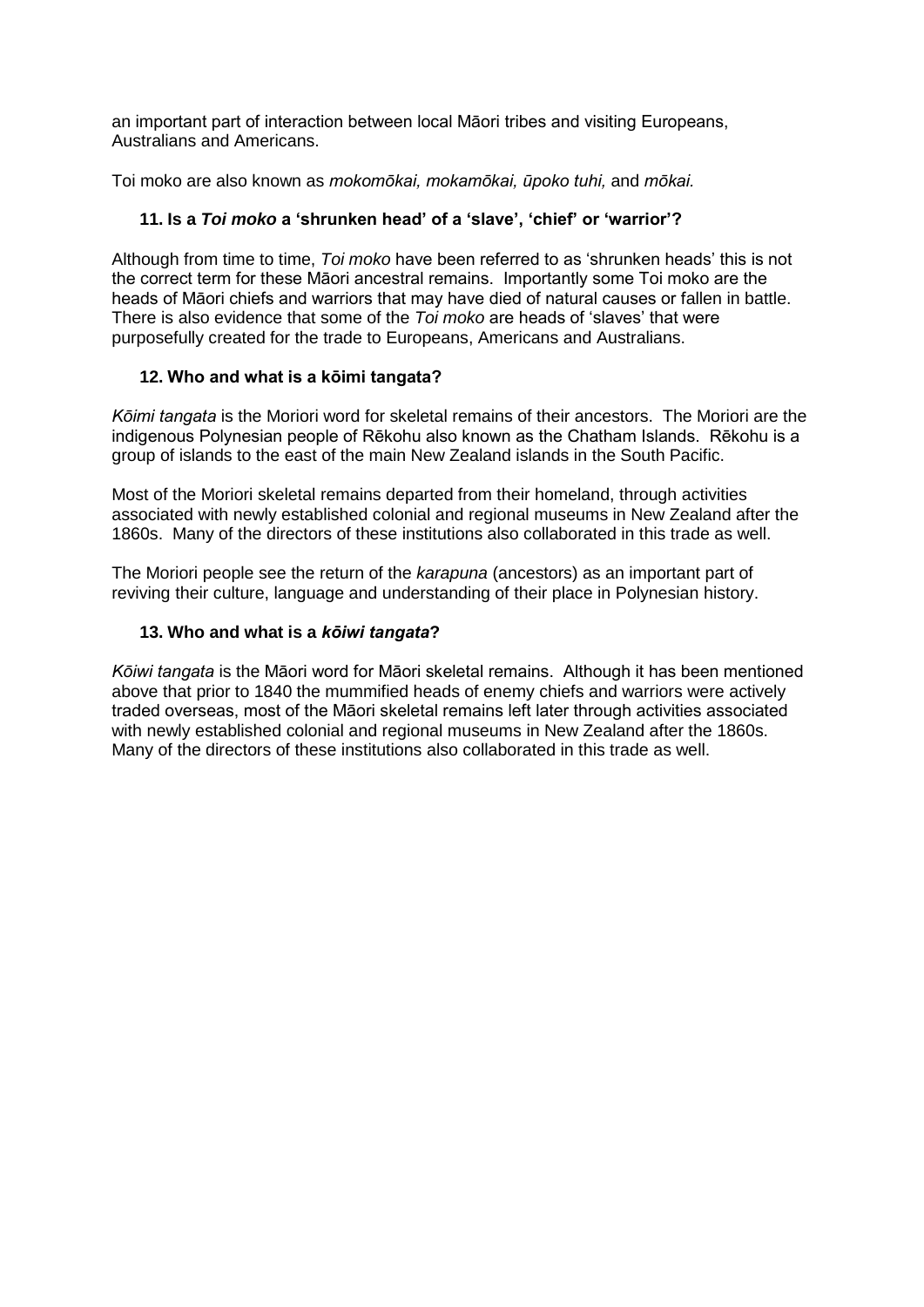an important part of interaction between local Māori tribes and visiting Europeans, Australians and Americans.

Toi moko are also known as *mokomōkai, mokamōkai, ūpoko tuhi,* and *mōkai.*

### 11. Is a *Toi moko* a 'shrunken head' of a 'slave', 'chief' or 'warrior'?

Although from time to time, *Toi moko* have been referred to as 'shrunken heads' this is not the correct term for these Māori ancestral remains. Importantly some Toi moko are the heads of Māori chiefs and warriors that may have died of natural causes or fallen in battle. There is also evidence that some of the *Toi moko* are heads of 'slaves' that were purposefully created for the trade to Europeans, Americans and Australians.

### 12. Who and what is a kōimi tangata?

*Kōimi tangata* is the Moriori word for skeletal remains of their ancestors. The Moriori are the indigenous Polynesian people of Rēkohu also known as the Chatham Islands. Rēkohu is a group of islands to the east of the main New Zealand islands in the South Pacific.

Most of the Moriori skeletal remains departed from their homeland, through activities associated with newly established colonial and regional museums in New Zealand after the 1860s. Many of the directors of these institutions also collaborated in this trade as well.

The Moriori people see the return of the *karapuna* (ancestors) as an important part of reviving their culture, language and understanding of their place in Polynesian history.

### 13. Who and what is a *kōiwi tangata*?

*Kōiwi tangata* is the Māori word for Māori skeletal remains. Although it has been mentioned above that prior to 1840 the mummified heads of enemy chiefs and warriors were actively traded overseas, most of the Māori skeletal remains left later through activities associated with newly established colonial and regional museums in New Zealand after the 1860s. Many of the directors of these institutions also collaborated in this trade as well.